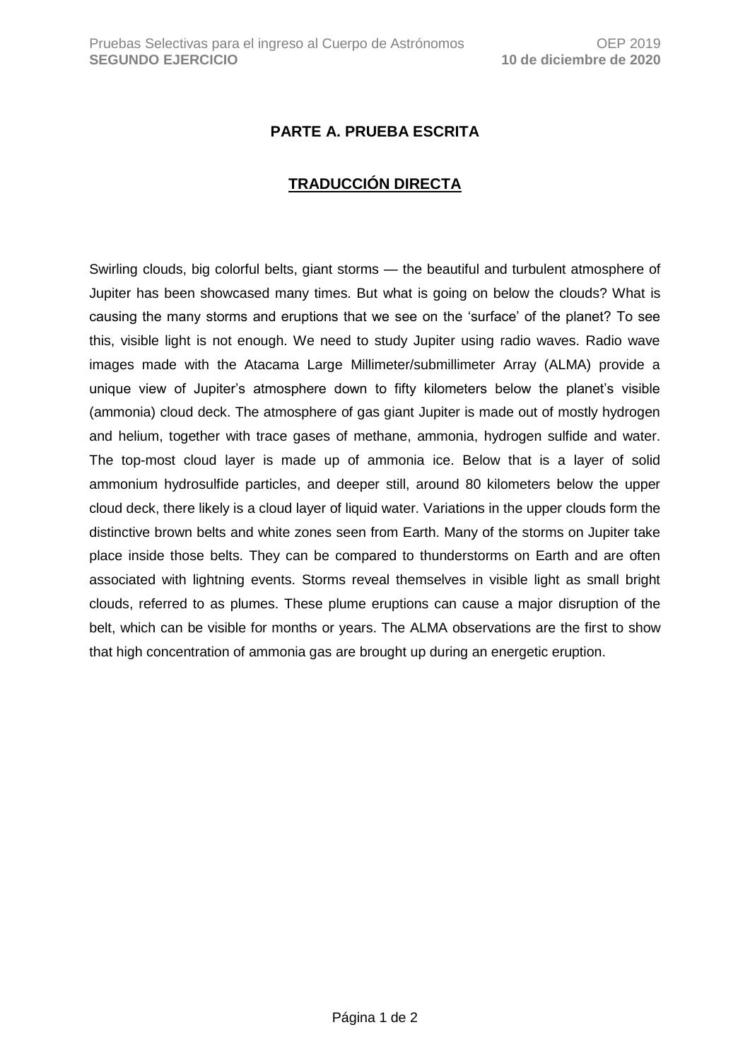## PARTE A. PRUEBA ESCRITA

## TRADUCCIÓN DIRECTA

Swirling clouds, big colorful belts, giant storms — the beautiful and turbulent atmosphere of Jupiter has been showcased many times. But what is going on below the clouds? What is causing the many storms and eruptions that we see on the 'surface' of the planet? To see this, visible light is not enough. We need to study Jupiter using radio waves. Radio wave images made with the Atacama Large Millimeter/submillimeter Array (ALMA) provide a unique view of Jupiter's atmosphere down to fifty kilometers below the planet's visible (ammonia) cloud deck. The atmosphere of gas giant Jupiter is made out of mostly hydrogen and helium, together with trace gases of methane, ammonia, hydrogen sulfide and water. The top-most cloud layer is made up of ammonia ice. Below that is a layer of solid ammonium hydrosulfide particles, and deeper still, around 80 kilometers below the upper cloud deck, there likely is a cloud layer of liquid water. Variations in the upper clouds form the distinctive brown belts and white zones seen from Earth. Many of the storms on Jupiter take place inside those belts. They can be compared to thunderstorms on Earth and are often associated with lightning events. Storms reveal themselves in visible light as small bright clouds, referred to as plumes. These plume eruptions can cause a major disruption of the belt, which can be visible for months or years. The ALMA observations are the first to show that high concentration of ammonia gas are brought up during an energetic eruption.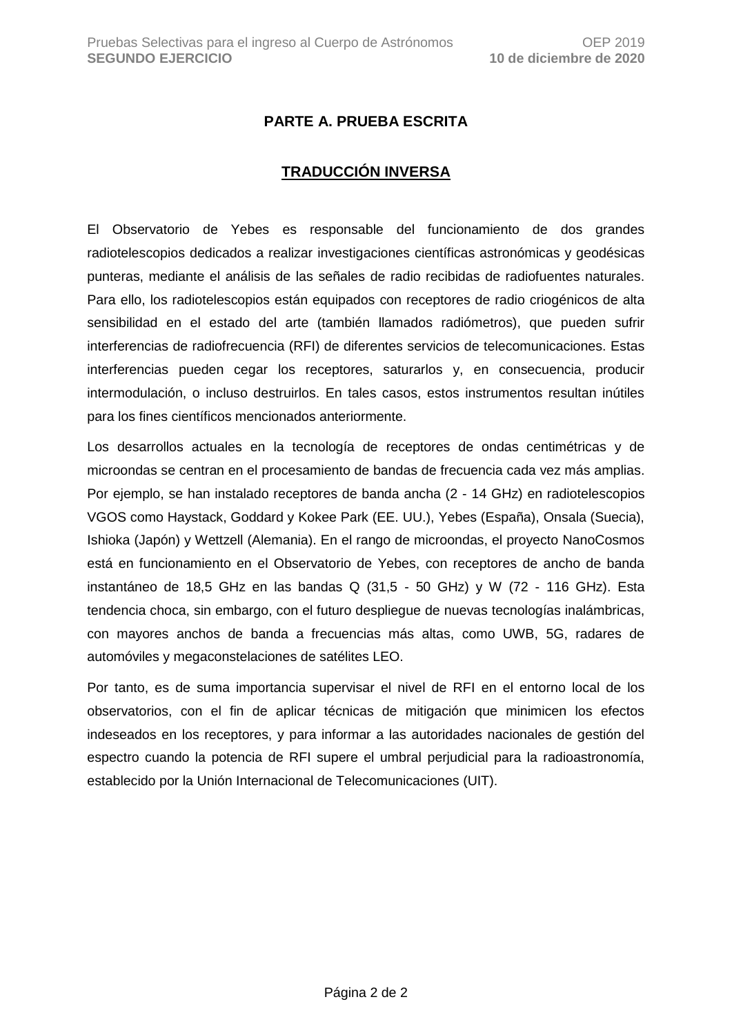## PARTE A. PRUEBA ESCRITA

## TRADUCCIÓN INVERSA

El Observatorio de Yebes es responsable del funcionamiento de dos grandes radiotelescopios dedicados a realizar investigaciones científicas astronómicas y geodésicas punteras, mediante el análisis de las señales de radio recibidas de radiofuentes naturales. Para ello, los radiotelescopios están equipados con receptores de radio criogénicos de alta sensibilidad en el estado del arte (también llamados radiómetros), que pueden sufrir interferencias de radiofrecuencia (RFI) de diferentes servicios de telecomunicaciones. Estas interferencias pueden cegar los receptores, saturarlos y, en consecuencia, producir intermodulación, o incluso destruirlos. En tales casos, estos instrumentos resultan inútiles para los fines científicos mencionados anteriormente.

Los desarrollos actuales en la tecnología de receptores de ondas centimétricas y de microondas se centran en el procesamiento de bandas de frecuencia cada vez más amplias. Por ejemplo, se han instalado receptores de banda ancha (2 - 14 GHz) en radiotelescopios VGOS como Haystack, Goddard y Kokee Park (EE. UU.), Yebes (España), Onsala (Suecia), Ishioka (Japón) y Wettzell (Alemania). En el rango de microondas, el proyecto NanoCosmos está en funcionamiento en el Observatorio de Yebes, con receptores de ancho de banda instantáneo de 18,5 GHz en las bandas Q (31,5 - 50 GHz) y W (72 - 116 GHz). Esta tendencia choca, sin embargo, con el futuro despliegue de nuevas tecnologías inalámbricas, con mayores anchos de banda a frecuencias más altas, como UWB, 5G, radares de automóviles y megaconstelaciones de satélites LEO.

Por tanto, es de suma importancia supervisar el nivel de RFI en el entorno local de los observatorios, con el fin de aplicar técnicas de mitigación que minimicen los efectos indeseados en los receptores, y para informar a las autoridades nacionales de gestión del espectro cuando la potencia de RFI supere el umbral perjudicial para la radioastronomía, establecido por la Unión Internacional de Telecomunicaciones (UIT).